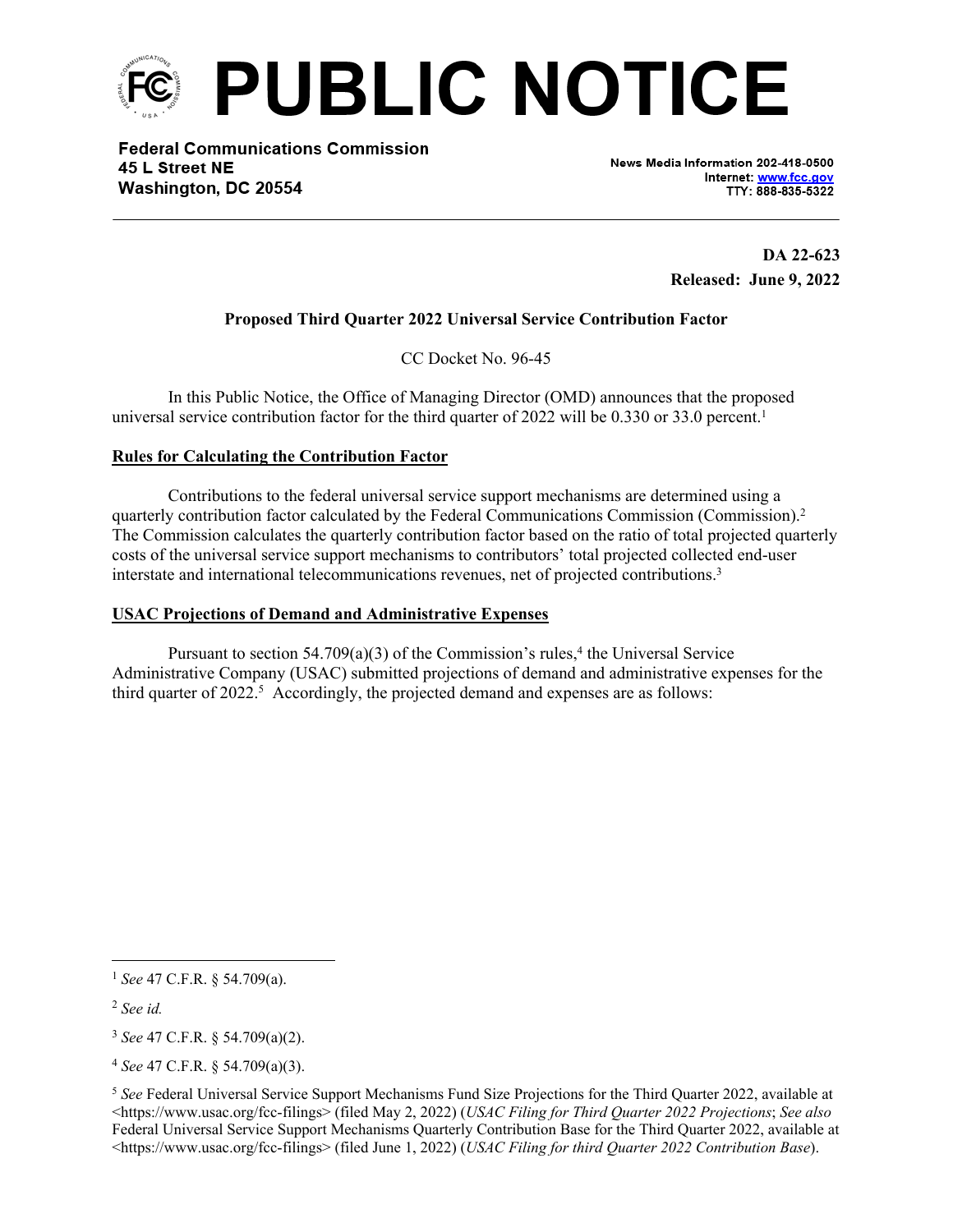# PUBLIC NOTICE

**Federal Communications Commission**
**45 L Street NE**
**Washington, DC 20554**

News Media Information 202-418-0500
Internet: www.fcc.gov
TTY: 888-835-5322

**DA 22-623**
**Released: June 9, 2022**

**Proposed Third Quarter 2022 Universal Service Contribution Factor**

CC Docket No. 96-45

In this Public Notice, the Office of Managing Director (OMD) announces that the proposed universal service contribution factor for the third quarter of 2022 will be 0.330 or 33.0 percent.[1]

## Rules for Calculating the Contribution Factor

Contributions to the federal universal service support mechanisms are determined using a quarterly contribution factor calculated by the Federal Communications Commission (Commission).[2] The Commission calculates the quarterly contribution factor based on the ratio of total projected quarterly costs of the universal service support mechanisms to contributors' total projected collected end-user interstate and international telecommunications revenues, net of projected contributions.[3]

## USAC Projections of Demand and Administrative Expenses

Pursuant to section 54.709(a)(3) of the Commission's rules,[4] the Universal Service Administrative Company (USAC) submitted projections of demand and administrative expenses for the third quarter of 2022.[5] Accordingly, the projected demand and expenses are as follows:

---

[1] *See* 47 C.F.R. § 54.709(a).

[2] *See id.*

[3] *See* 47 C.F.R. § 54.709(a)(2).

[4] *See* 47 C.F.R. § 54.709(a)(3).

[5] *See* Federal Universal Service Support Mechanisms Fund Size Projections for the Third Quarter 2022, available at <https://www.usac.org/fcc-filings> (filed May 2, 2022) (*USAC Filing for Third Quarter 2022 Projections*; *See also* Federal Universal Service Support Mechanisms Quarterly Contribution Base for the Third Quarter 2022, available at <https://www.usac.org/fcc-filings> (filed June 1, 2022) (*USAC Filing for third Quarter 2022 Contribution Base*).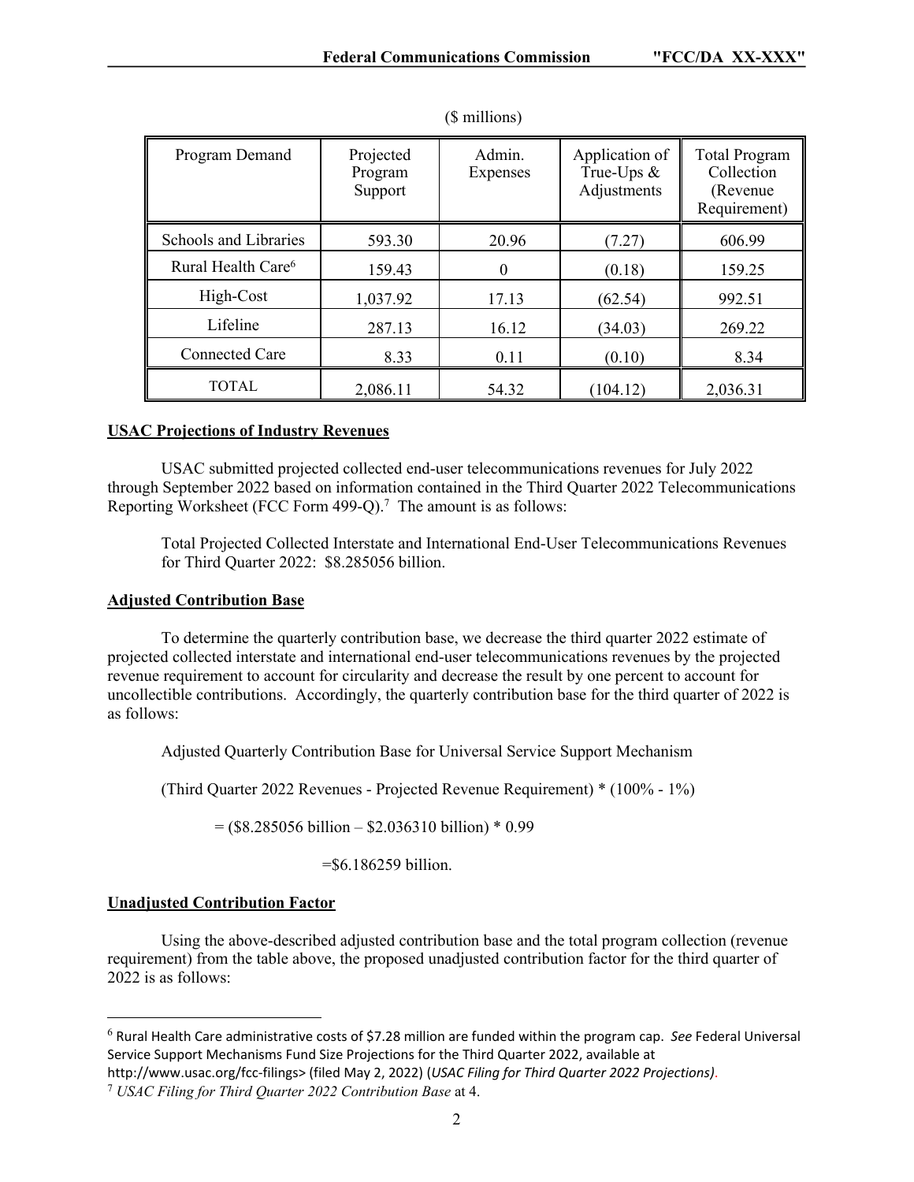($ millions)

| Program Demand | Projected Program Support | Admin. Expenses | Application of True-Ups & Adjustments | Total Program Collection (Revenue Requirement) |
|---|---|---|---|---|
| Schools and Libraries | 593.30 | 20.96 | (7.27) | 606.99 |
| Rural Health Care[6] | 159.43 | 0 | (0.18) | 159.25 |
| High-Cost | 1,037.92 | 17.13 | (62.54) | 992.51 |
| Lifeline | 287.13 | 16.12 | (34.03) | 269.22 |
| Connected Care | 8.33 | 0.11 | (0.10) | 8.34 |
| TOTAL | 2,086.11 | 54.32 | (104.12) | 2,036.31 |

**USAC Projections of Industry Revenues**

USAC submitted projected collected end-user telecommunications revenues for July 2022 through September 2022 based on information contained in the Third Quarter 2022 Telecommunications Reporting Worksheet (FCC Form 499-Q).[7] The amount is as follows:

Total Projected Collected Interstate and International End-User Telecommunications Revenues for Third Quarter 2022: $8.285056 billion.

**Adjusted Contribution Base**

To determine the quarterly contribution base, we decrease the third quarter 2022 estimate of projected collected interstate and international end-user telecommunications revenues by the projected revenue requirement to account for circularity and decrease the result by one percent to account for uncollectible contributions. Accordingly, the quarterly contribution base for the third quarter of 2022 is as follows:

Adjusted Quarterly Contribution Base for Universal Service Support Mechanism

(Third Quarter 2022 Revenues - Projected Revenue Requirement) * (100% - 1%)

= ($8.285056 billion – $2.036310 billion) * 0.99

=$6.186259 billion.

**Unadjusted Contribution Factor**

Using the above-described adjusted contribution base and the total program collection (revenue requirement) from the table above, the proposed unadjusted contribution factor for the third quarter of 2022 is as follows:

---

[6] Rural Health Care administrative costs of $7.28 million are funded within the program cap. *See* Federal Universal Service Support Mechanisms Fund Size Projections for the Third Quarter 2022, available at http://www.usac.org/fcc-filings> (filed May 2, 2022) (*USAC Filing for Third Quarter 2022 Projections)*.

[7] *USAC Filing for Third Quarter 2022 Contribution Base* at 4.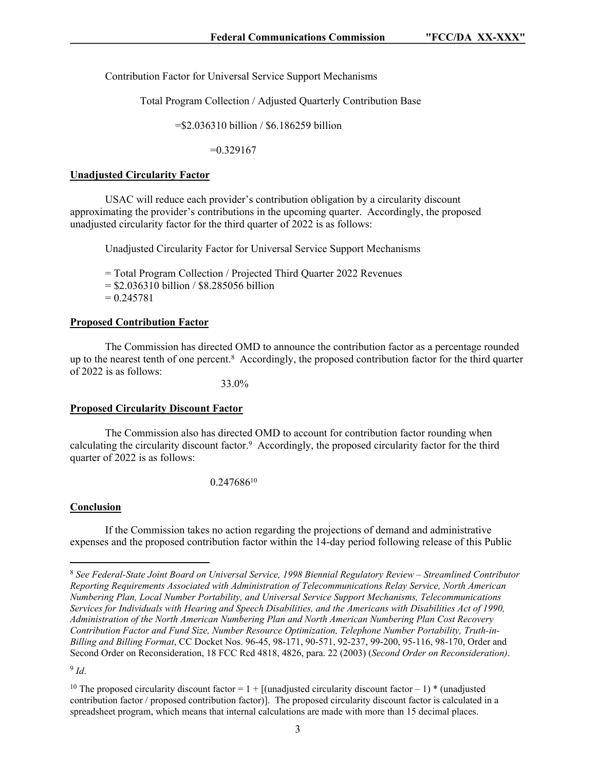Contribution Factor for Universal Service Support Mechanisms

Total Program Collection / Adjusted Quarterly Contribution Base

=\$2.036310 billion / \$6.186259 billion

=0.329167

**Unadjusted Circularity Factor**

USAC will reduce each provider's contribution obligation by a circularity discount approximating the provider's contributions in the upcoming quarter. Accordingly, the proposed unadjusted circularity factor for the third quarter of 2022 is as follows:

Unadjusted Circularity Factor for Universal Service Support Mechanisms

= Total Program Collection / Projected Third Quarter 2022 Revenues
= \$2.036310 billion / \$8.285056 billion
= 0.245781

**Proposed Contribution Factor**

The Commission has directed OMD to announce the contribution factor as a percentage rounded up to the nearest tenth of one percent.[8] Accordingly, the proposed contribution factor for the third quarter of 2022 is as follows:

33.0%

**Proposed Circularity Discount Factor**

The Commission also has directed OMD to account for contribution factor rounding when calculating the circularity discount factor.[9] Accordingly, the proposed circularity factor for the third quarter of 2022 is as follows:

0.247686[10]

**Conclusion**

If the Commission takes no action regarding the projections of demand and administrative expenses and the proposed contribution factor within the 14-day period following release of this Public

---

[8] *See Federal-State Joint Board on Universal Service, 1998 Biennial Regulatory Review – Streamlined Contributor Reporting Requirements Associated with Administration of Telecommunications Relay Service, North American Numbering Plan, Local Number Portability, and Universal Service Support Mechanisms, Telecommunications Services for Individuals with Hearing and Speech Disabilities, and the Americans with Disabilities Act of 1990, Administration of the North American Numbering Plan and North American Numbering Plan Cost Recovery Contribution Factor and Fund Size, Number Resource Optimization, Telephone Number Portability, Truth-in-Billing and Billing Format*, CC Docket Nos. 96-45, 98-171, 90-571, 92-237, 99-200, 95-116, 98-170, Order and Second Order on Reconsideration, 18 FCC Rcd 4818, 4826, para. 22 (2003) (*Second Order on Reconsideration)*.

[9] *Id*.

[10] The proposed circularity discount factor = 1 + [(unadjusted circularity discount factor – 1) * (unadjusted contribution factor / proposed contribution factor)]. The proposed circularity discount factor is calculated in a spreadsheet program, which means that internal calculations are made with more than 15 decimal places.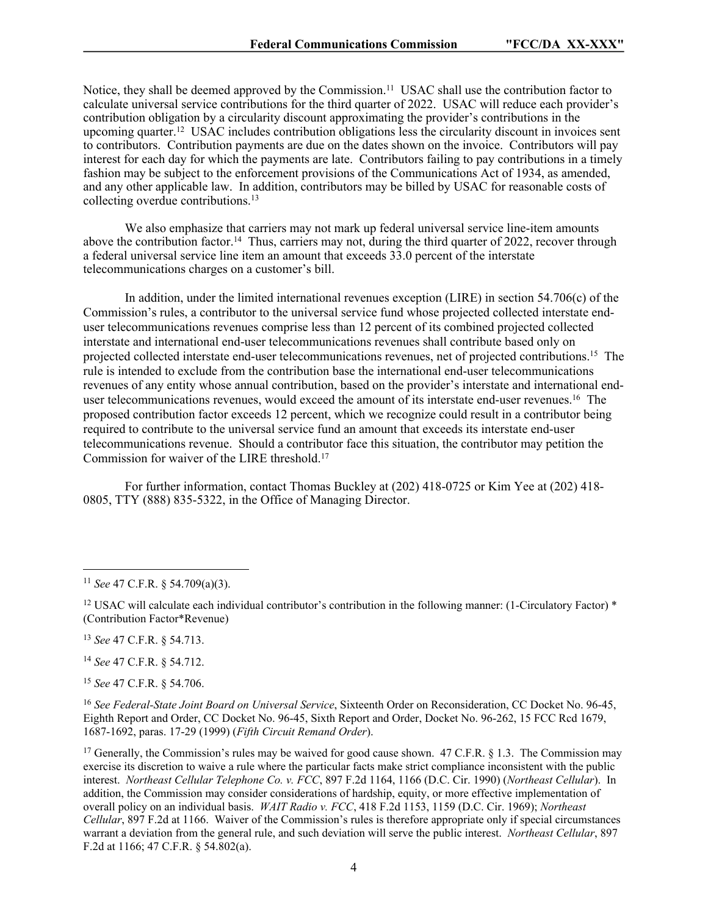Notice, they shall be deemed approved by the Commission.[11] USAC shall use the contribution factor to calculate universal service contributions for the third quarter of 2022. USAC will reduce each provider's contribution obligation by a circularity discount approximating the provider's contributions in the upcoming quarter.[12] USAC includes contribution obligations less the circularity discount in invoices sent to contributors. Contribution payments are due on the dates shown on the invoice. Contributors will pay interest for each day for which the payments are late. Contributors failing to pay contributions in a timely fashion may be subject to the enforcement provisions of the Communications Act of 1934, as amended, and any other applicable law. In addition, contributors may be billed by USAC for reasonable costs of collecting overdue contributions.[13]

We also emphasize that carriers may not mark up federal universal service line-item amounts above the contribution factor.[14] Thus, carriers may not, during the third quarter of 2022, recover through a federal universal service line item an amount that exceeds 33.0 percent of the interstate telecommunications charges on a customer's bill.

In addition, under the limited international revenues exception (LIRE) in section 54.706(c) of the Commission's rules, a contributor to the universal service fund whose projected collected interstate end-user telecommunications revenues comprise less than 12 percent of its combined projected collected interstate and international end-user telecommunications revenues shall contribute based only on projected collected interstate end-user telecommunications revenues, net of projected contributions.[15] The rule is intended to exclude from the contribution base the international end-user telecommunications revenues of any entity whose annual contribution, based on the provider's interstate and international end-user telecommunications revenues, would exceed the amount of its interstate end-user revenues.[16] The proposed contribution factor exceeds 12 percent, which we recognize could result in a contributor being required to contribute to the universal service fund an amount that exceeds its interstate end-user telecommunications revenue. Should a contributor face this situation, the contributor may petition the Commission for waiver of the LIRE threshold.[17]

For further information, contact Thomas Buckley at (202) 418-0725 or Kim Yee at (202) 418-0805, TTY (888) 835-5322, in the Office of Managing Director.

---

[11] *See* 47 C.F.R. § 54.709(a)(3).

[12] USAC will calculate each individual contributor's contribution in the following manner: (1-Circulatory Factor) * (Contribution Factor*Revenue)

[13] *See* 47 C.F.R. § 54.713.

[14] *See* 47 C.F.R. § 54.712.

[15] *See* 47 C.F.R. § 54.706.

[16] *See Federal-State Joint Board on Universal Service*, Sixteenth Order on Reconsideration, CC Docket No. 96-45, Eighth Report and Order, CC Docket No. 96-45, Sixth Report and Order, Docket No. 96-262, 15 FCC Rcd 1679, 1687-1692, paras. 17-29 (1999) (*Fifth Circuit Remand Order*).

[17] Generally, the Commission's rules may be waived for good cause shown. 47 C.F.R. § 1.3. The Commission may exercise its discretion to waive a rule where the particular facts make strict compliance inconsistent with the public interest. *Northeast Cellular Telephone Co. v. FCC*, 897 F.2d 1164, 1166 (D.C. Cir. 1990) (*Northeast Cellular*). In addition, the Commission may consider considerations of hardship, equity, or more effective implementation of overall policy on an individual basis. *WAIT Radio v. FCC*, 418 F.2d 1153, 1159 (D.C. Cir. 1969); *Northeast Cellular*, 897 F.2d at 1166. Waiver of the Commission's rules is therefore appropriate only if special circumstances warrant a deviation from the general rule, and such deviation will serve the public interest. *Northeast Cellular*, 897 F.2d at 1166; 47 C.F.R. § 54.802(a).